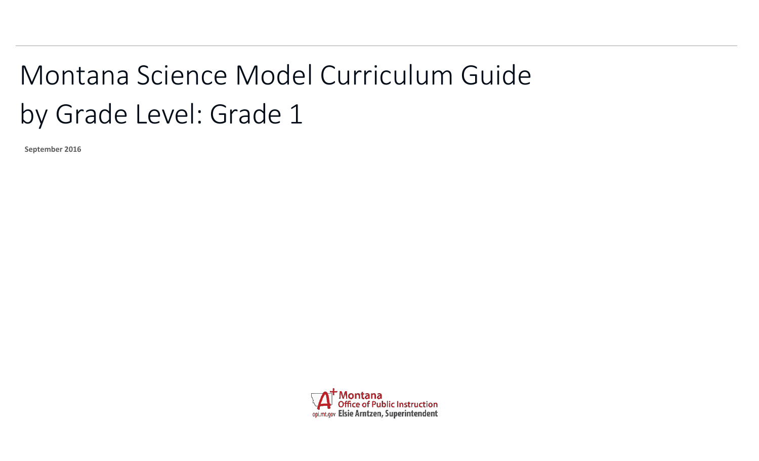# Montana Science Model Curriculum Guide by Grade Level: Grade 1

**September 2016**

Montana Office of Public Instruction
opi.mt.gov Elsie Arntzen, Superintendent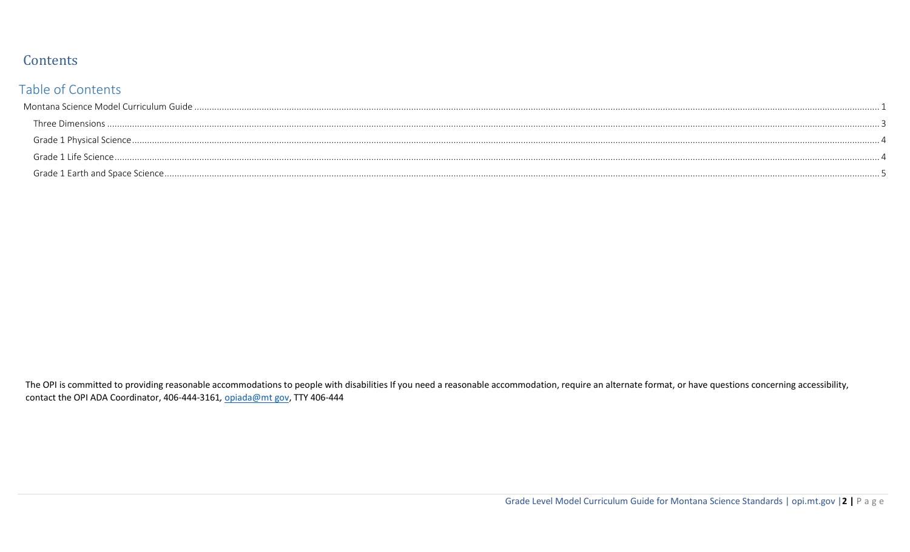# Contents

## Table of Contents

Montana Science Model Curriculum Guide ........................................................................ 1

- Three Dimensions ........................................................................ 3
- Grade 1 Physical Science ........................................................................ 4
- Grade 1 Life Science ........................................................................ 4
- Grade 1 Earth and Space Science ........................................................................ 5

The OPI is committed to providing reasonable accommodations to people with disabilities If you need a reasonable accommodation, require an alternate format, or have questions concerning accessibility, contact the OPI ADA Coordinator, 406-444-3161, opiada@mt gov, TTY 406-444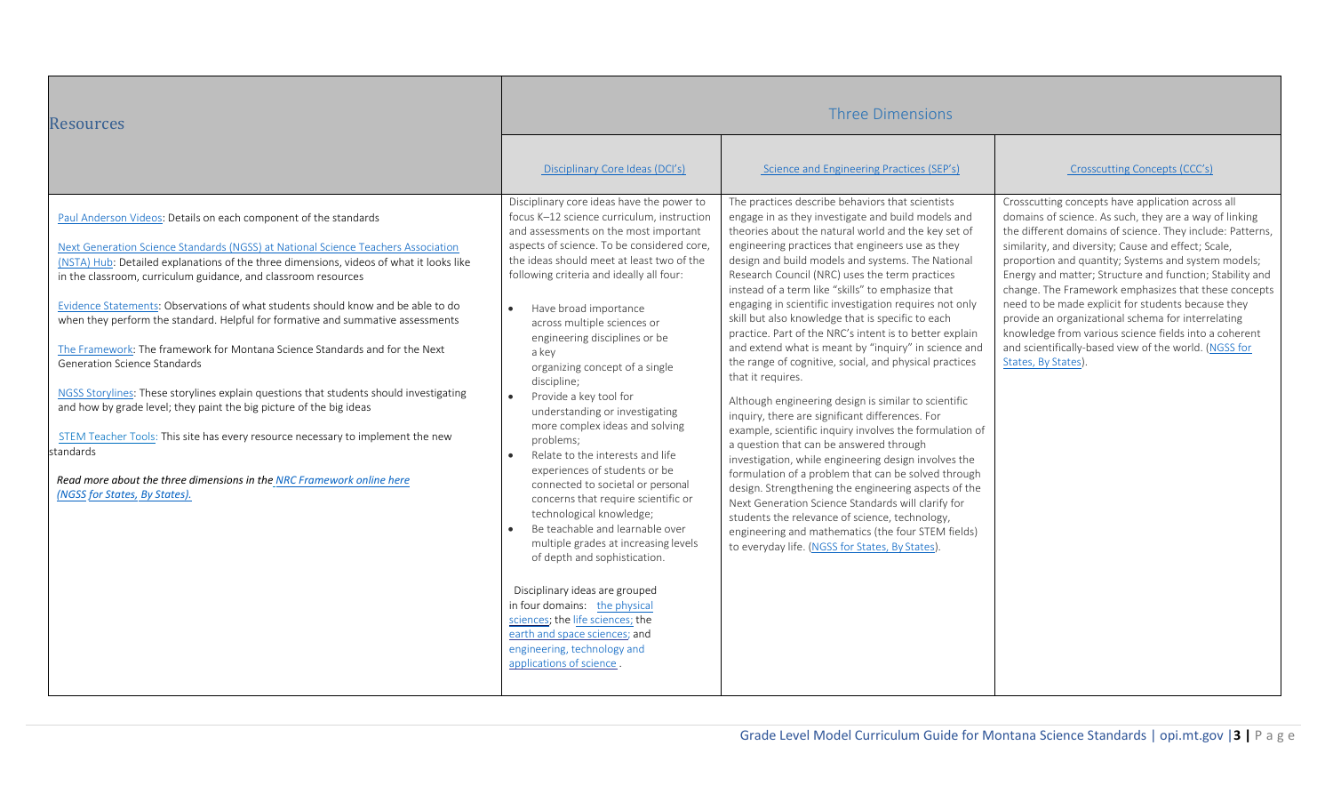| Resources | Three Dimensions | | |
|---|---|---|---|
| | Disciplinary Core Ideas (DCI's) | Science and Engineering Practices (SEP's) | Crosscutting Concepts (CCC's) |
| Paul Anderson Videos: Details on each component of the standards<br><br>Next Generation Science Standards (NGSS) at National Science Teachers Association (NSTA) Hub: Detailed explanations of the three dimensions, videos of what it looks like in the classroom, curriculum guidance, and classroom resources<br><br>Evidence Statements: Observations of what students should know and be able to do when they perform the standard. Helpful for formative and summative assessments<br><br>The Framework: The framework for Montana Science Standards and for the Next Generation Science Standards<br><br>NGSS Storylines: These storylines explain questions that students should investigating and how by grade level; they paint the big picture of the big ideas<br><br>STEM Teacher Tools: This site has every resource necessary to implement the new standards<br><br>***Read more about the three dimensions in the NRC Framework online here (NGSS for States, By States).*** | Disciplinary core ideas have the power to focus K–12 science curriculum, instruction and assessments on the most important aspects of science. To be considered core, the ideas should meet at least two of the following criteria and ideally all four:<br><br>• Have broad importance across multiple sciences or engineering disciplines or be a key organizing concept of a single discipline;<br>• Provide a key tool for understanding or investigating more complex ideas and solving problems;<br>• Relate to the interests and life experiences of students or be connected to societal or personal concerns that require scientific or technological knowledge;<br>• Be teachable and learnable over multiple grades at increasing levels of depth and sophistication.<br><br>Disciplinary ideas are grouped in four domains: the physical sciences; the life sciences; the earth and space sciences; and engineering, technology and applications of science . | The practices describe behaviors that scientists engage in as they investigate and build models and theories about the natural world and the key set of engineering practices that engineers use as they design and build models and systems. The National Research Council (NRC) uses the term practices instead of a term like "skills" to emphasize that engaging in scientific investigation requires not only skill but also knowledge that is specific to each practice. Part of the NRC's intent is to better explain and extend what is meant by "inquiry" in science and the range of cognitive, social, and physical practices that it requires.<br><br>Although engineering design is similar to scientific inquiry, there are significant differences. For example, scientific inquiry involves the formulation of a question that can be answered through investigation, while engineering design involves the formulation of a problem that can be solved through design. Strengthening the engineering aspects of the Next Generation Science Standards will clarify for students the relevance of science, technology, engineering and mathematics (the four STEM fields) to everyday life. (NGSS for States, By States). | Crosscutting concepts have application across all domains of science. As such, they are a way of linking the different domains of science. They include: Patterns, similarity, and diversity; Cause and effect; Scale, proportion and quantity; Systems and system models; Energy and matter; Structure and function; Stability and change. The Framework emphasizes that these concepts need to be made explicit for students because they provide an organizational schema for interrelating knowledge from various science fields into a coherent and scientifically-based view of the world. (NGSS for States, By States). |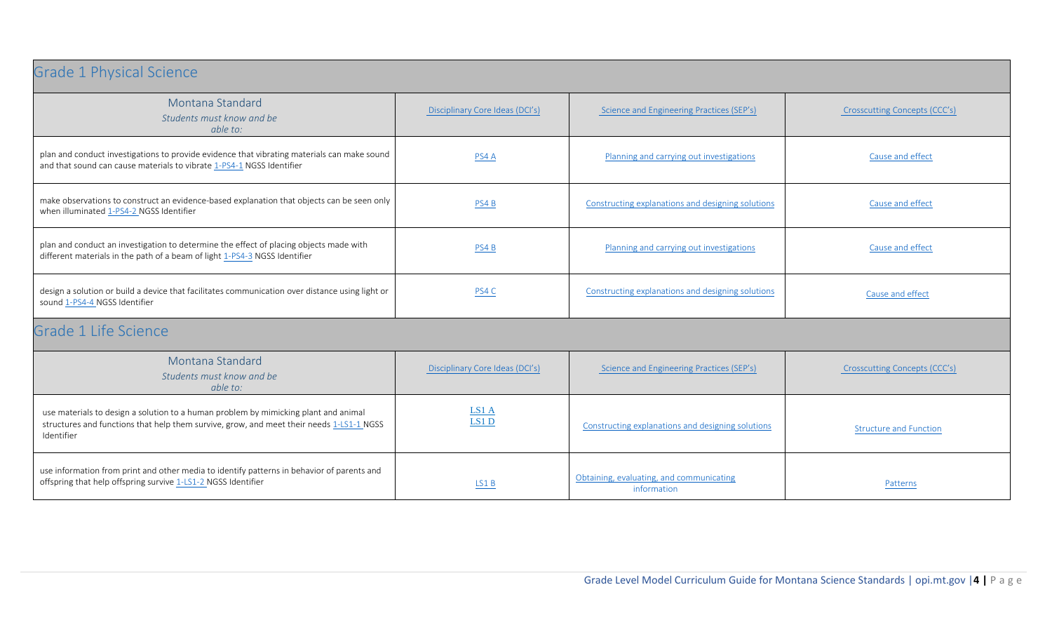## Grade 1 Physical Science

| Montana Standard *Students must know and be able to:* | Disciplinary Core Ideas (DCI's) | Science and Engineering Practices (SEP's) | Crosscutting Concepts (CCC's) |
|---|---|---|---|
| plan and conduct investigations to provide evidence that vibrating materials can make sound and that sound can cause materials to vibrate 1-PS4-1 NGSS Identifier | PS4 A | Planning and carrying out investigations | Cause and effect |
| make observations to construct an evidence-based explanation that objects can be seen only when illuminated 1-PS4-2 NGSS Identifier | PS4 B | Constructing explanations and designing solutions | Cause and effect |
| plan and conduct an investigation to determine the effect of placing objects made with different materials in the path of a beam of light 1-PS4-3 NGSS Identifier | PS4 B | Planning and carrying out investigations | Cause and effect |
| design a solution or build a device that facilitates communication over distance using light or sound 1-PS4-4 NGSS Identifier | PS4 C | Constructing explanations and designing solutions | Cause and effect |

## Grade 1 Life Science

| Montana Standard *Students must know and be able to:* | Disciplinary Core Ideas (DCI's) | Science and Engineering Practices (SEP's) | Crosscutting Concepts (CCC's) |
|---|---|---|---|
| use materials to design a solution to a human problem by mimicking plant and animal structures and functions that help them survive, grow, and meet their needs 1-LS1-1 NGSS Identifier | LS1 A LS1 D | Constructing explanations and designing solutions | Structure and Function |
| use information from print and other media to identify patterns in behavior of parents and offspring that help offspring survive 1-LS1-2 NGSS Identifier | LS1 B | Obtaining, evaluating, and communicating information | Patterns |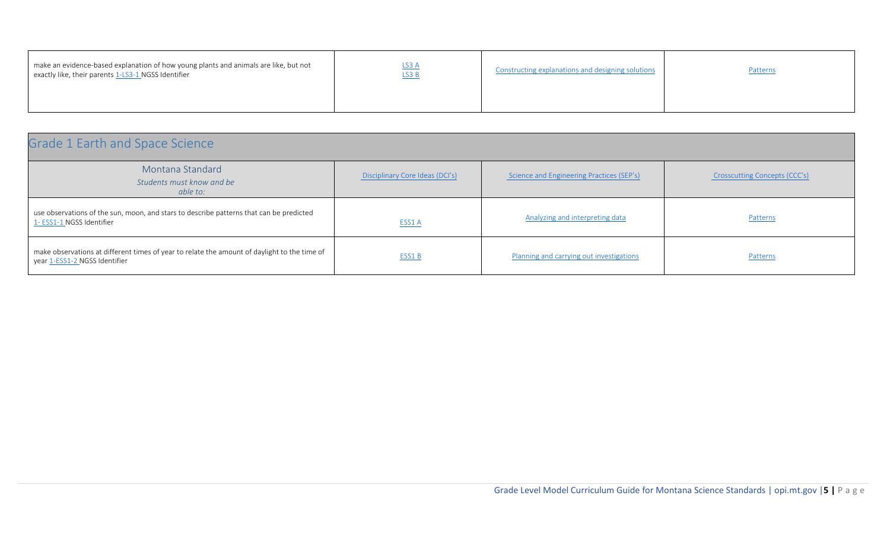| | | | |
|---|---|---|---|
| make an evidence-based explanation of how young plants and animals are like, but not exactly like, their parents 1-LS3-1 NGSS Identifier | LS3 A<br>LS3 B | Constructing explanations and designing solutions | Patterns |

## Grade 1 Earth and Space Science

| Montana Standard<br>*Students must know and be able to:* | Disciplinary Core Ideas (DCI's) | Science and Engineering Practices (SEP's) | Crosscutting Concepts (CCC's) |
|---|---|---|---|
| use observations of the sun, moon, and stars to describe patterns that can be predicted 1- ESS1-1 NGSS Identifier | ESS1 A | Analyzing and interpreting data | Patterns |
| make observations at different times of year to relate the amount of daylight to the time of year 1-ESS1-2 NGSS Identifier | ESS1 B | Planning and carrying out investigations | Patterns |